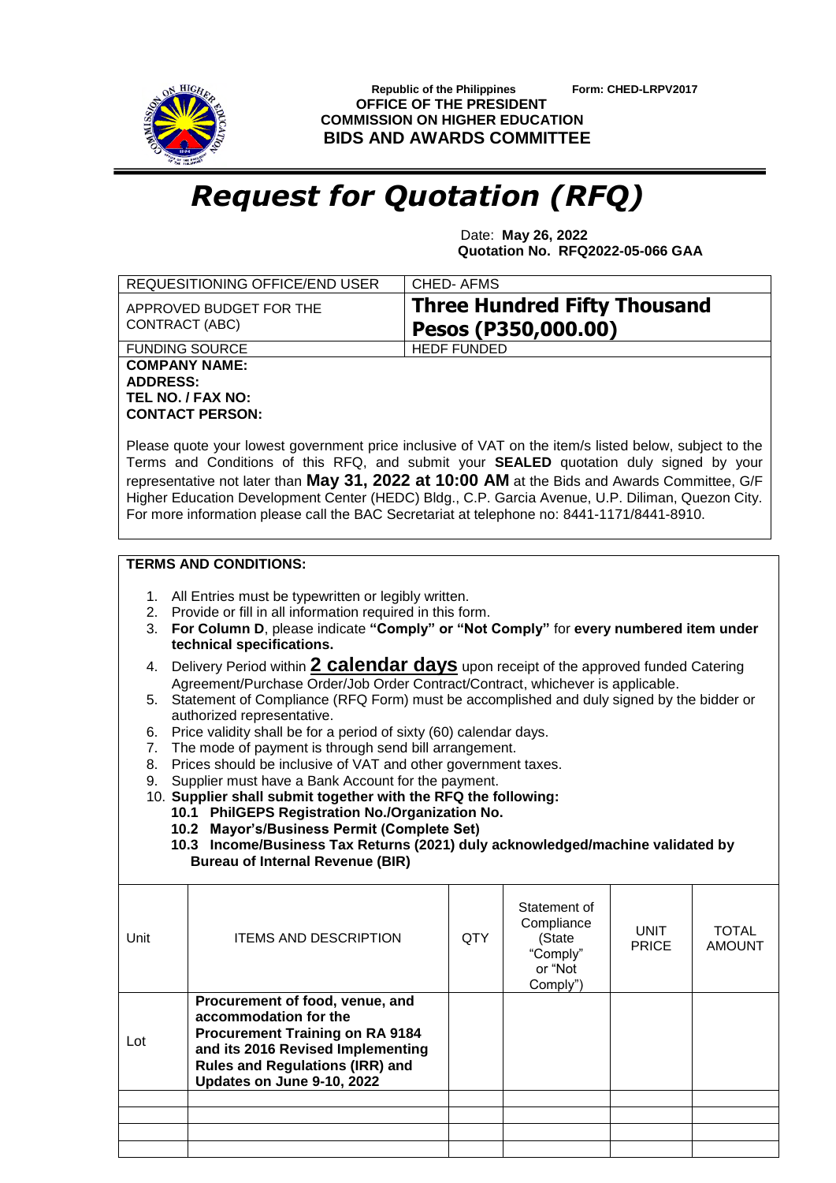Republic of the Philippines Form: CHED-LRPV2017

**OFFICE OF THE PRESIDENT**
**COMMISSION ON HIGHER EDUCATION**
**BIDS AND AWARDS COMMITTEE**

# *Request for Quotation (RFQ)*

Date: **May 26, 2022**
**Quotation No. RFQ2022-05-066 GAA**

| REQUESITIONING OFFICE/END USER | CHED- AFMS |
|---|---|
| APPROVED BUDGET FOR THE CONTRACT (ABC) | **Three Hundred Fifty Thousand Pesos (P350,000.00)** |
| FUNDING SOURCE | HEDF FUNDED |

**COMPANY NAME:**
**ADDRESS:**
**TEL NO. / FAX NO:**
**CONTACT PERSON:**

Please quote your lowest government price inclusive of VAT on the item/s listed below, subject to the Terms and Conditions of this RFQ, and submit your **SEALED** quotation duly signed by your representative not later than **May 31, 2022 at 10:00 AM** at the Bids and Awards Committee, G/F Higher Education Development Center (HEDC) Bldg., C.P. Garcia Avenue, U.P. Diliman, Quezon City. For more information please call the BAC Secretariat at telephone no: 8441-1171/8441-8910.

**TERMS AND CONDITIONS:**

1. All Entries must be typewritten or legibly written.
2. Provide or fill in all information required in this form.
3. **For Column D**, please indicate **"Comply" or "Not Comply"** for **every numbered item under technical specifications.**
4. Delivery Period within **2 calendar days** upon receipt of the approved funded Catering Agreement/Purchase Order/Job Order Contract/Contract, whichever is applicable.
5. Statement of Compliance (RFQ Form) must be accomplished and duly signed by the bidder or authorized representative.
6. Price validity shall be for a period of sixty (60) calendar days.
7. The mode of payment is through send bill arrangement.
8. Prices should be inclusive of VAT and other government taxes.
9. Supplier must have a Bank Account for the payment.
10. **Supplier shall submit together with the RFQ the following:**
    **10.1 PhilGEPS Registration No./Organization No.**
    **10.2 Mayor's/Business Permit (Complete Set)**
    **10.3 Income/Business Tax Returns (2021) duly acknowledged/machine validated by Bureau of Internal Revenue (BIR)**

| Unit | ITEMS AND DESCRIPTION | QTY | Statement of Compliance (State "Comply" or "Not Comply") | UNIT PRICE | TOTAL AMOUNT |
|---|---|---|---|---|---|
| Lot | **Procurement of food, venue, and accommodation for the Procurement Training on RA 9184 and its 2016 Revised Implementing Rules and Regulations (IRR) and Updates on June 9-10, 2022** | | | | |
| | | | | | |
| | | | | | |
| | | | | | |
| | | | | | |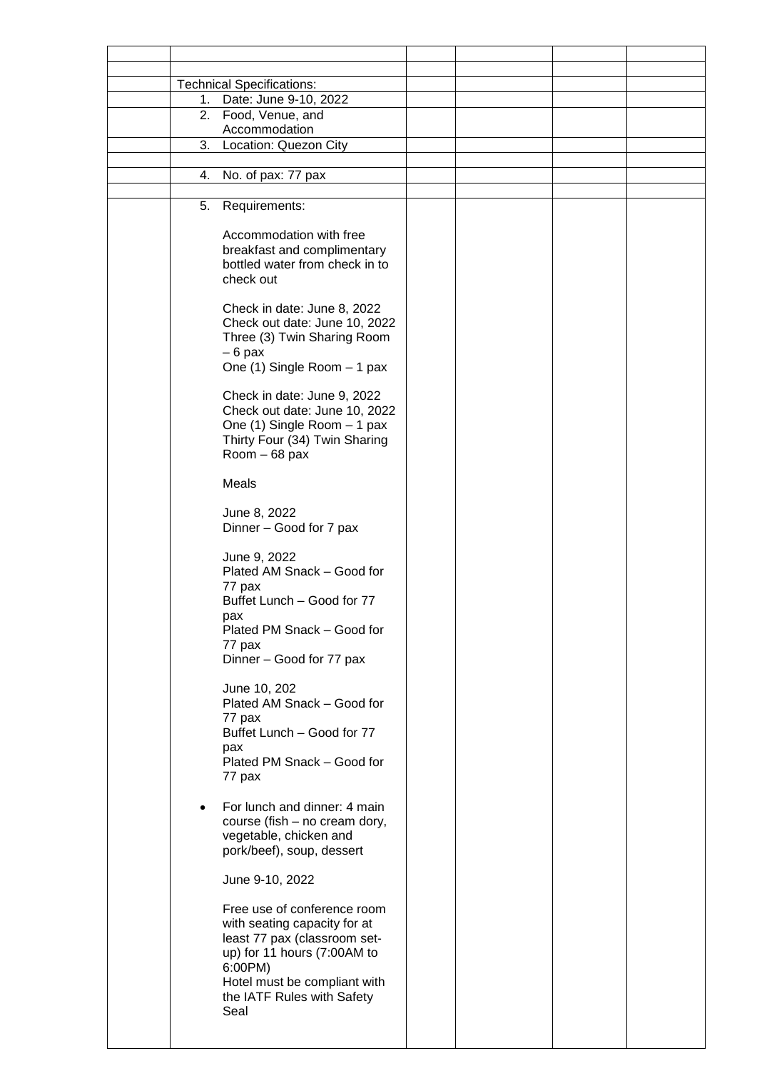|  |  |  |  |  |  |
|---|---|---|---|---|---|
|  |  |  |  |  |  |
|  |  |  |  |  |  |
|  | Technical Specifications: |  |  |  |  |
|  | 1. Date: June 9-10, 2022 |  |  |  |  |
|  | 2. Food, Venue, and Accommodation |  |  |  |  |
|  | 3. Location: Quezon City |  |  |  |  |
|  |  |  |  |  |  |
|  | 4. No. of pax: 77 pax |  |  |  |  |
|  |  |  |  |  |  |
|  | 5. Requirements:<br><br>Accommodation with free breakfast and complimentary bottled water from check in to check out<br><br>Check in date: June 8, 2022<br>Check out date: June 10, 2022<br>Three (3) Twin Sharing Room – 6 pax<br>One (1) Single Room – 1 pax<br><br>Check in date: June 9, 2022<br>Check out date: June 10, 2022<br>One (1) Single Room – 1 pax<br>Thirty Four (34) Twin Sharing Room – 68 pax<br><br>Meals<br><br>June 8, 2022<br>Dinner – Good for 7 pax<br><br>June 9, 2022<br>Plated AM Snack – Good for 77 pax<br>Buffet Lunch – Good for 77 pax<br>Plated PM Snack – Good for 77 pax<br>Dinner – Good for 77 pax<br><br>June 10, 202<br>Plated AM Snack – Good for 77 pax<br>Buffet Lunch – Good for 77 pax<br>Plated PM Snack – Good for 77 pax<br><br>• For lunch and dinner: 4 main course (fish – no cream dory, vegetable, chicken and pork/beef), soup, dessert<br><br>June 9-10, 2022<br><br>Free use of conference room with seating capacity for at least 77 pax (classroom set-up) for 11 hours (7:00AM to 6:00PM)<br>Hotel must be compliant with the IATF Rules with Safety Seal |  |  |  |  |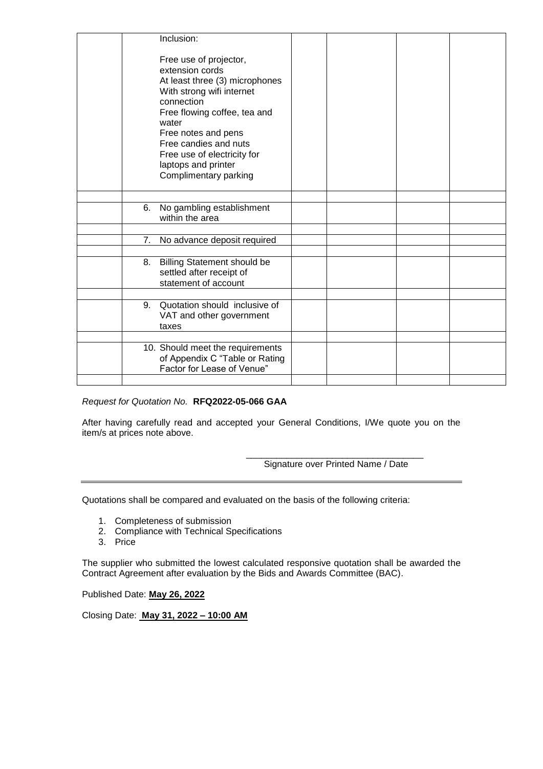| | | | | | |
|---|---|---|---|---|---|
| | Inclusion:<br><br>Free use of projector, extension cords<br>At least three (3) microphones<br>With strong wifi internet connection<br>Free flowing coffee, tea and water<br>Free notes and pens<br>Free candies and nuts<br>Free use of electricity for laptops and printer<br>Complimentary parking | | | | |
| | | | | | |
| | 6. No gambling establishment within the area | | | | |
| | | | | | |
| | 7. No advance deposit required | | | | |
| | | | | | |
| | 8. Billing Statement should be settled after receipt of statement of account | | | | |
| | | | | | |
| | 9. Quotation should inclusive of VAT and other government taxes | | | | |
| | | | | | |
| | 10. Should meet the requirements of Appendix C "Table or Rating Factor for Lease of Venue" | | | | |
| | | | | | |

*Request for Quotation No.* **RFQ2022-05-066 GAA**

After having carefully read and accepted your General Conditions, I/We quote you on the item/s at prices note above.

\_\_\_\_\_\_\_\_\_\_\_\_\_\_\_\_\_\_\_\_\_\_\_\_\_\_\_\_\_\_\_\_\_\_\_\_
Signature over Printed Name / Date

---

Quotations shall be compared and evaluated on the basis of the following criteria:

1. Completeness of submission
2. Compliance with Technical Specifications
3. Price

The supplier who submitted the lowest calculated responsive quotation shall be awarded the Contract Agreement after evaluation by the Bids and Awards Committee (BAC).

Published Date: **May 26, 2022**

Closing Date: **May 31, 2022 – 10:00 AM**